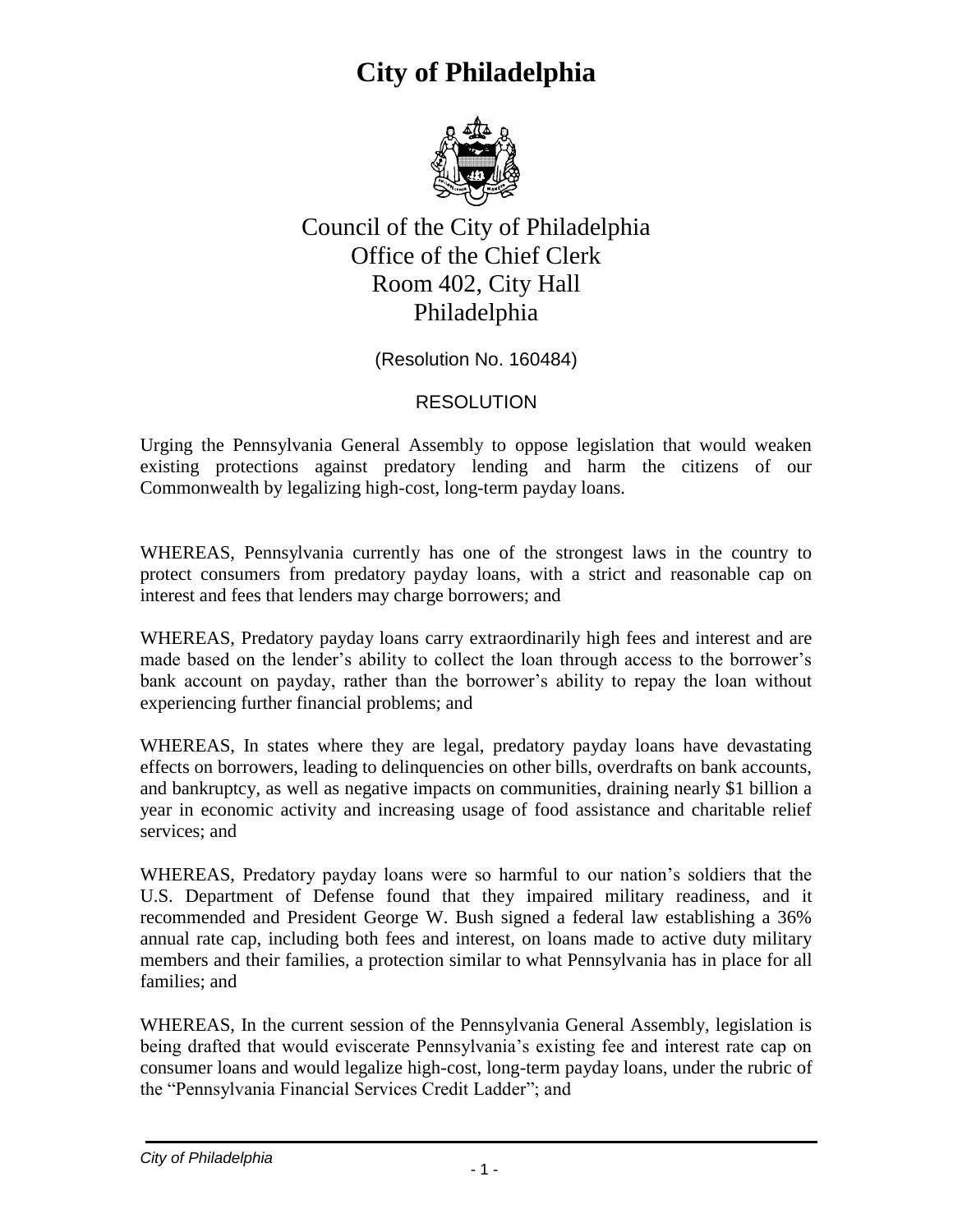# City of Philadelphia

Council of the City of Philadelphia
Office of the Chief Clerk
Room 402, City Hall
Philadelphia

(Resolution No. 160484)

RESOLUTION

Urging the Pennsylvania General Assembly to oppose legislation that would weaken existing protections against predatory lending and harm the citizens of our Commonwealth by legalizing high-cost, long-term payday loans.

WHEREAS, Pennsylvania currently has one of the strongest laws in the country to protect consumers from predatory payday loans, with a strict and reasonable cap on interest and fees that lenders may charge borrowers; and

WHEREAS, Predatory payday loans carry extraordinarily high fees and interest and are made based on the lender's ability to collect the loan through access to the borrower's bank account on payday, rather than the borrower's ability to repay the loan without experiencing further financial problems; and

WHEREAS, In states where they are legal, predatory payday loans have devastating effects on borrowers, leading to delinquencies on other bills, overdrafts on bank accounts, and bankruptcy, as well as negative impacts on communities, draining nearly $1 billion a year in economic activity and increasing usage of food assistance and charitable relief services; and

WHEREAS, Predatory payday loans were so harmful to our nation's soldiers that the U.S. Department of Defense found that they impaired military readiness, and it recommended and President George W. Bush signed a federal law establishing a 36% annual rate cap, including both fees and interest, on loans made to active duty military members and their families, a protection similar to what Pennsylvania has in place for all families; and

WHEREAS, In the current session of the Pennsylvania General Assembly, legislation is being drafted that would eviscerate Pennsylvania's existing fee and interest rate cap on consumer loans and would legalize high-cost, long-term payday loans, under the rubric of the "Pennsylvania Financial Services Credit Ladder"; and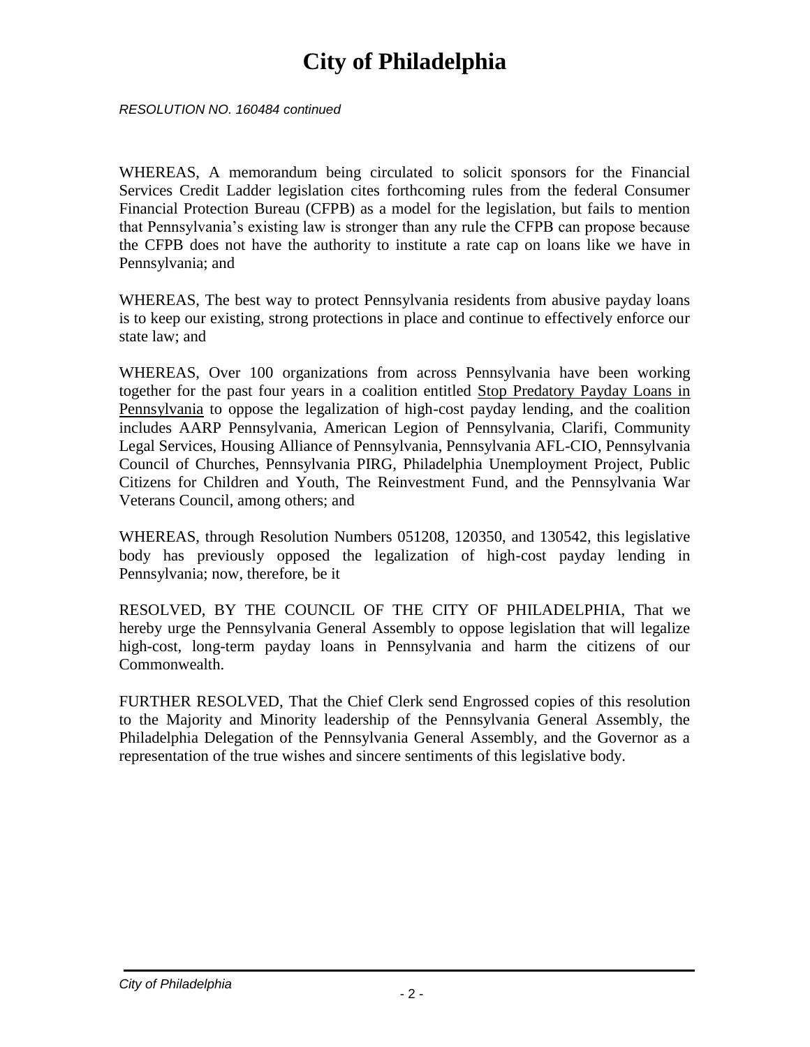*RESOLUTION NO. 160484 continued*

WHEREAS, A memorandum being circulated to solicit sponsors for the Financial Services Credit Ladder legislation cites forthcoming rules from the federal Consumer Financial Protection Bureau (CFPB) as a model for the legislation, but fails to mention that Pennsylvania's existing law is stronger than any rule the CFPB can propose because the CFPB does not have the authority to institute a rate cap on loans like we have in Pennsylvania; and

WHEREAS, The best way to protect Pennsylvania residents from abusive payday loans is to keep our existing, strong protections in place and continue to effectively enforce our state law; and

WHEREAS, Over 100 organizations from across Pennsylvania have been working together for the past four years in a coalition entitled Stop Predatory Payday Loans in Pennsylvania to oppose the legalization of high-cost payday lending, and the coalition includes AARP Pennsylvania, American Legion of Pennsylvania, Clarifi, Community Legal Services, Housing Alliance of Pennsylvania, Pennsylvania AFL-CIO, Pennsylvania Council of Churches, Pennsylvania PIRG, Philadelphia Unemployment Project, Public Citizens for Children and Youth, The Reinvestment Fund, and the Pennsylvania War Veterans Council, among others; and

WHEREAS, through Resolution Numbers 051208, 120350, and 130542, this legislative body has previously opposed the legalization of high-cost payday lending in Pennsylvania; now, therefore, be it

RESOLVED, BY THE COUNCIL OF THE CITY OF PHILADELPHIA, That we hereby urge the Pennsylvania General Assembly to oppose legislation that will legalize high-cost, long-term payday loans in Pennsylvania and harm the citizens of our Commonwealth.

FURTHER RESOLVED, That the Chief Clerk send Engrossed copies of this resolution to the Majority and Minority leadership of the Pennsylvania General Assembly, the Philadelphia Delegation of the Pennsylvania General Assembly, and the Governor as a representation of the true wishes and sincere sentiments of this legislative body.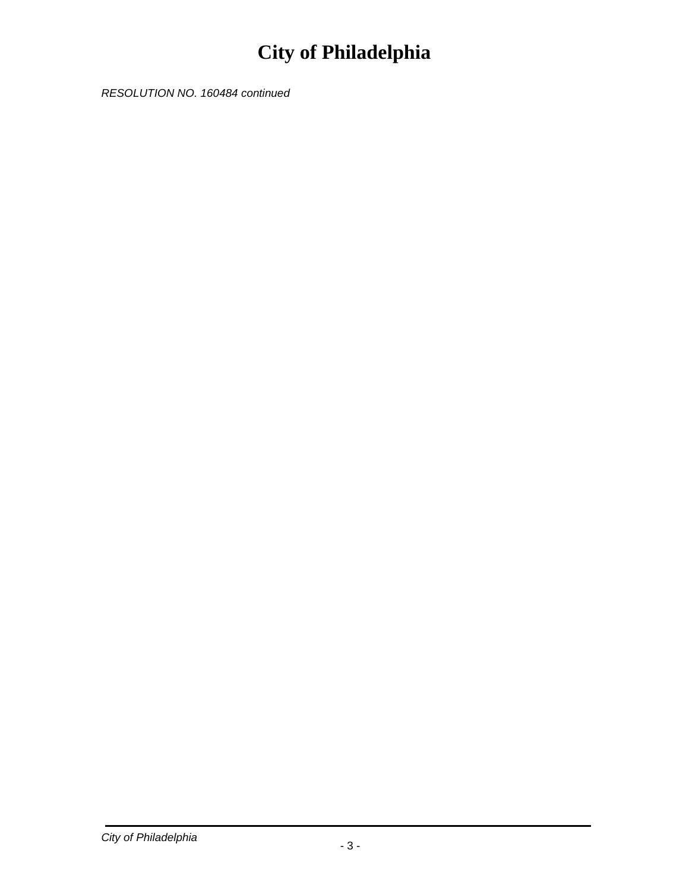RESOLUTION NO. 160484 continued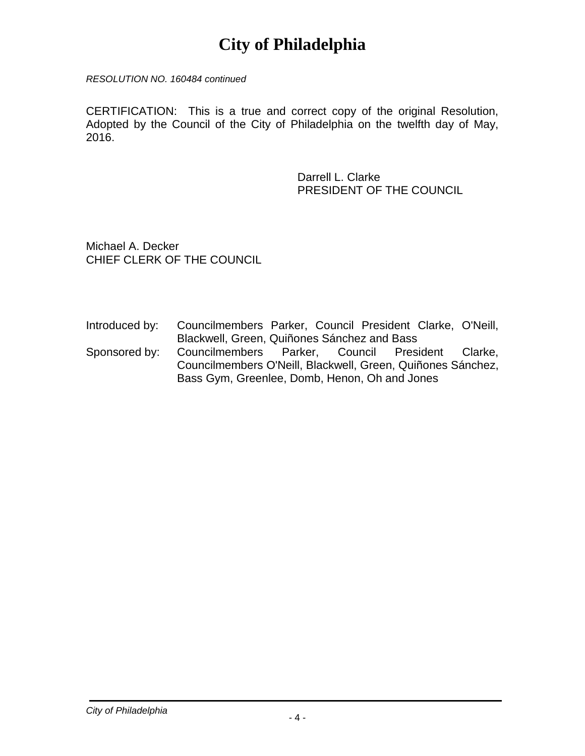# City of Philadelphia

*RESOLUTION NO. 160484 continued*

CERTIFICATION: This is a true and correct copy of the original Resolution, Adopted by the Council of the City of Philadelphia on the twelfth day of May, 2016.

Darrell L. Clarke
PRESIDENT OF THE COUNCIL

Michael A. Decker
CHIEF CLERK OF THE COUNCIL

| | |
|---|---|
| Introduced by: | Councilmembers Parker, Council President Clarke, O'Neill, Blackwell, Green, Quiñones Sánchez and Bass |
| Sponsored by: | Councilmembers Parker, Council President Clarke, Councilmembers O'Neill, Blackwell, Green, Quiñones Sánchez, Bass Gym, Greenlee, Domb, Henon, Oh and Jones |